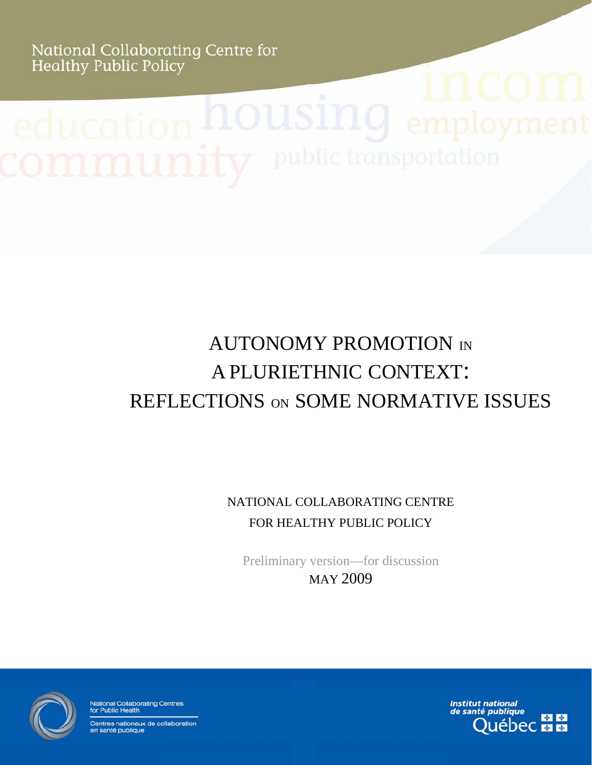National Collaborating Centre for Healthy Public Policy

education housing income employment community public transportation

# AUTONOMY PROMOTION IN A PLURIETHNIC CONTEXT: REFLECTIONS ON SOME NORMATIVE ISSUES

NATIONAL COLLABORATING CENTRE FOR HEALTHY PUBLIC POLICY

Preliminary version—for discussion

MAY 2009

National Collaborating Centres for Public Health

Centres nationaux de collaboration en santé publique

Institut national de santé publique Québec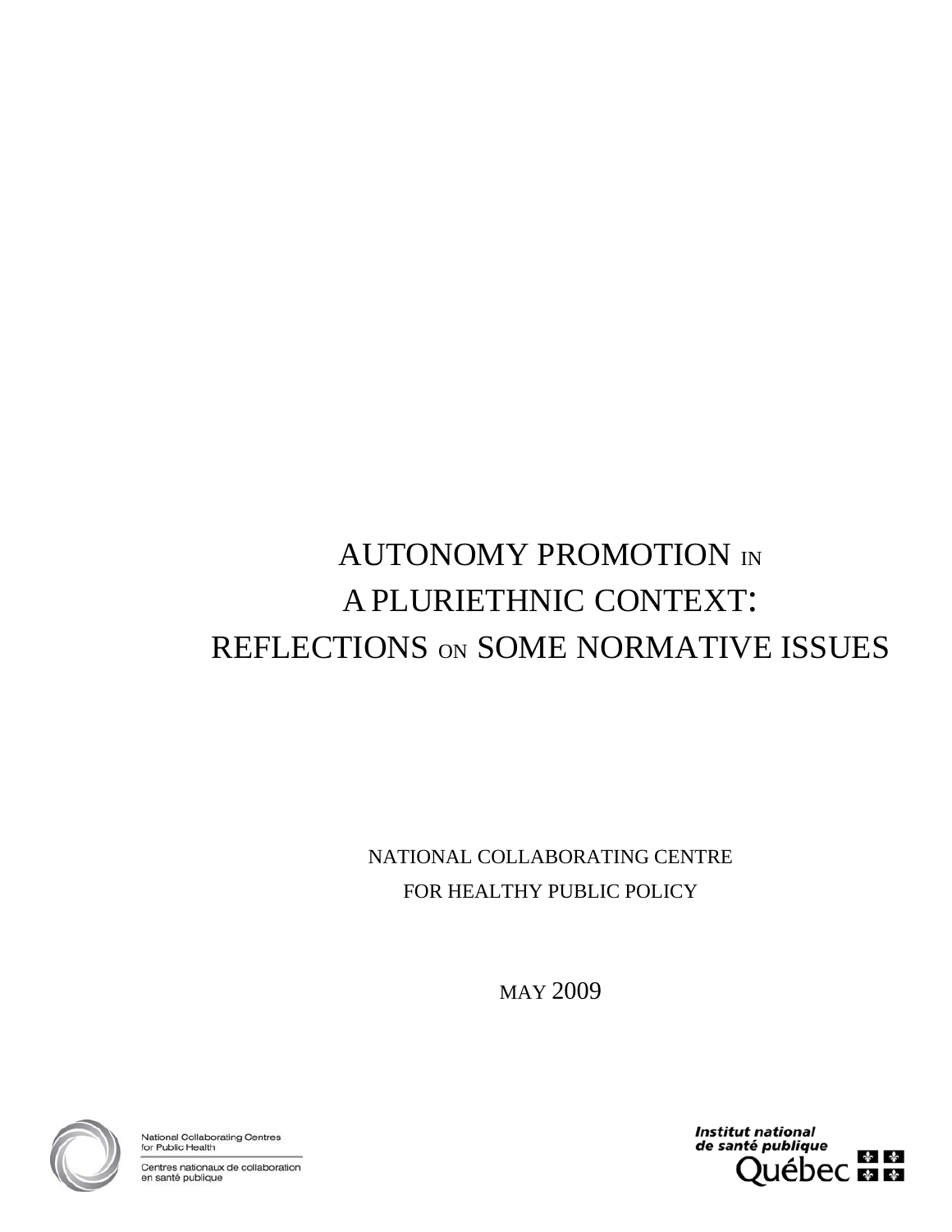# AUTONOMY PROMOTION IN A PLURIETHNIC CONTEXT: REFLECTIONS ON SOME NORMATIVE ISSUES

NATIONAL COLLABORATING CENTRE
FOR HEALTHY PUBLIC POLICY

MAY 2009

National Collaborating Centres for Public Health

Centres nationaux de collaboration en santé publique

Institut national de santé publique Québec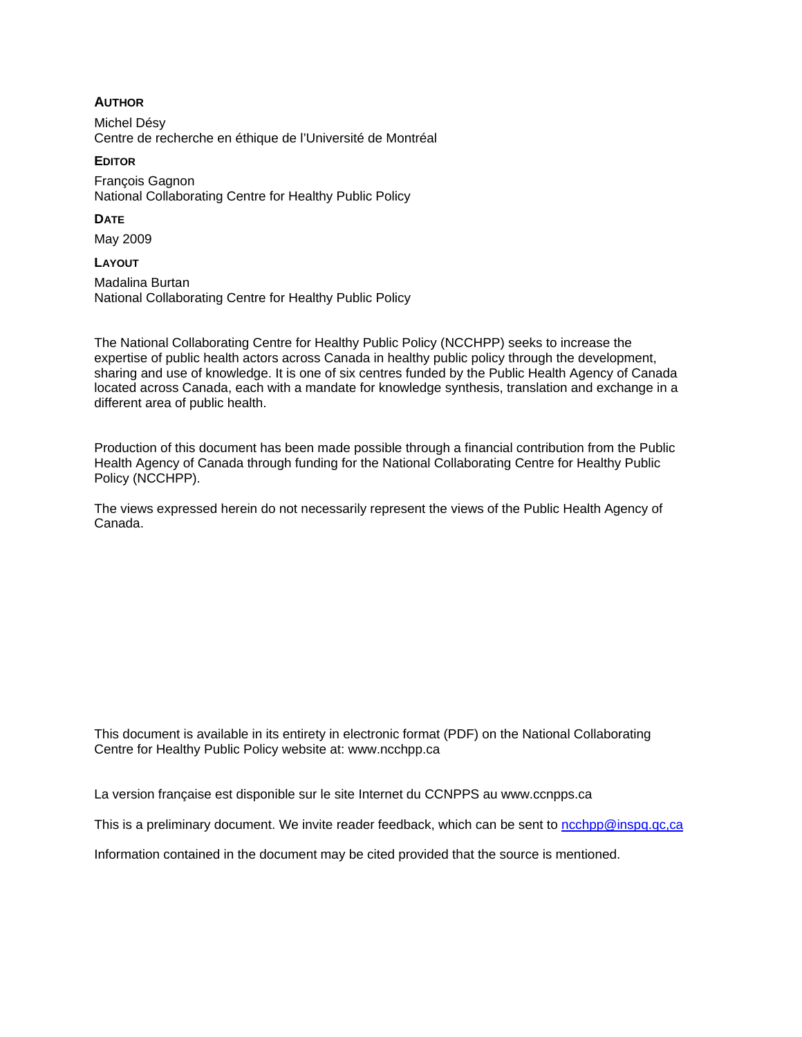**AUTHOR**

Michel Désy
Centre de recherche en éthique de l'Université de Montréal

**EDITOR**

François Gagnon
National Collaborating Centre for Healthy Public Policy

**DATE**

May 2009

**LAYOUT**

Madalina Burtan
National Collaborating Centre for Healthy Public Policy

The National Collaborating Centre for Healthy Public Policy (NCCHPP) seeks to increase the expertise of public health actors across Canada in healthy public policy through the development, sharing and use of knowledge. It is one of six centres funded by the Public Health Agency of Canada located across Canada, each with a mandate for knowledge synthesis, translation and exchange in a different area of public health.

Production of this document has been made possible through a financial contribution from the Public Health Agency of Canada through funding for the National Collaborating Centre for Healthy Public Policy (NCCHPP).

The views expressed herein do not necessarily represent the views of the Public Health Agency of Canada.

This document is available in its entirety in electronic format (PDF) on the National Collaborating Centre for Healthy Public Policy website at: www.ncchpp.ca

La version française est disponible sur le site Internet du CCNPPS au www.ccnpps.ca

This is a preliminary document. We invite reader feedback, which can be sent to ncchpp@inspq.qc.ca

Information contained in the document may be cited provided that the source is mentioned.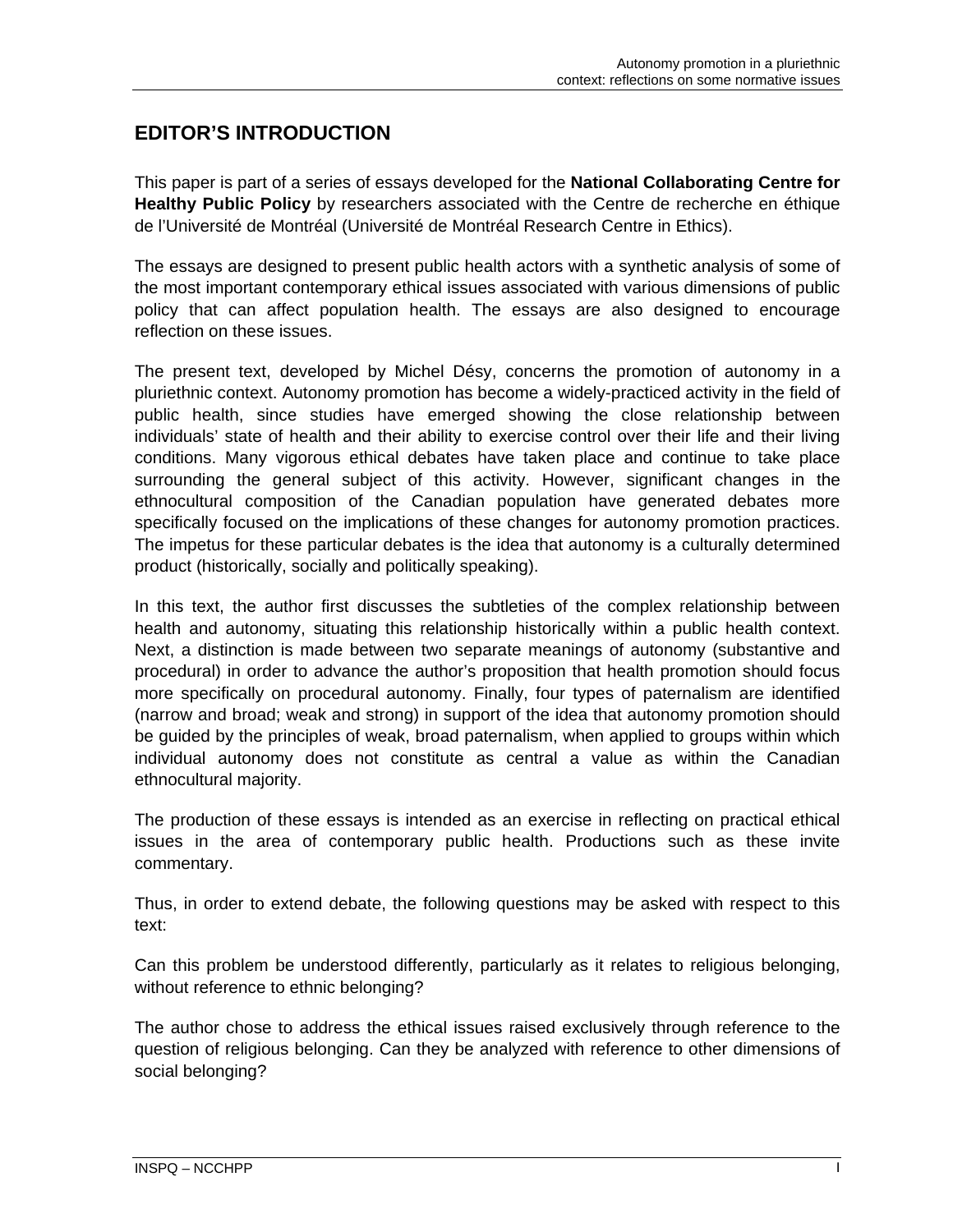## EDITOR'S INTRODUCTION

This paper is part of a series of essays developed for the **National Collaborating Centre for Healthy Public Policy** by researchers associated with the Centre de recherche en éthique de l'Université de Montréal (Université de Montréal Research Centre in Ethics).

The essays are designed to present public health actors with a synthetic analysis of some of the most important contemporary ethical issues associated with various dimensions of public policy that can affect population health. The essays are also designed to encourage reflection on these issues.

The present text, developed by Michel Désy, concerns the promotion of autonomy in a pluriethnic context. Autonomy promotion has become a widely-practiced activity in the field of public health, since studies have emerged showing the close relationship between individuals' state of health and their ability to exercise control over their life and their living conditions. Many vigorous ethical debates have taken place and continue to take place surrounding the general subject of this activity. However, significant changes in the ethnocultural composition of the Canadian population have generated debates more specifically focused on the implications of these changes for autonomy promotion practices. The impetus for these particular debates is the idea that autonomy is a culturally determined product (historically, socially and politically speaking).

In this text, the author first discusses the subtleties of the complex relationship between health and autonomy, situating this relationship historically within a public health context. Next, a distinction is made between two separate meanings of autonomy (substantive and procedural) in order to advance the author's proposition that health promotion should focus more specifically on procedural autonomy. Finally, four types of paternalism are identified (narrow and broad; weak and strong) in support of the idea that autonomy promotion should be guided by the principles of weak, broad paternalism, when applied to groups within which individual autonomy does not constitute as central a value as within the Canadian ethnocultural majority.

The production of these essays is intended as an exercise in reflecting on practical ethical issues in the area of contemporary public health. Productions such as these invite commentary.

Thus, in order to extend debate, the following questions may be asked with respect to this text:

Can this problem be understood differently, particularly as it relates to religious belonging, without reference to ethnic belonging?

The author chose to address the ethical issues raised exclusively through reference to the question of religious belonging. Can they be analyzed with reference to other dimensions of social belonging?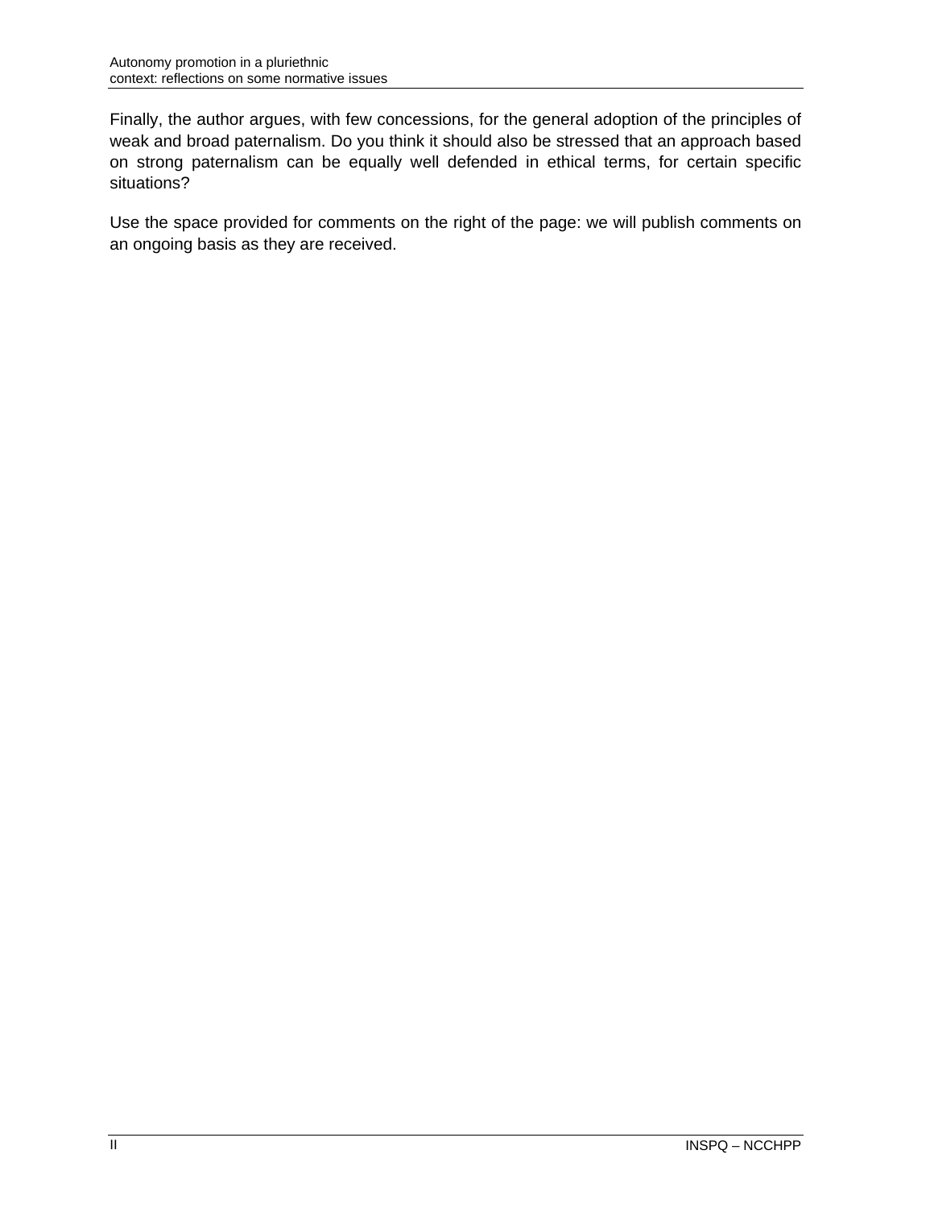Finally, the author argues, with few concessions, for the general adoption of the principles of weak and broad paternalism. Do you think it should also be stressed that an approach based on strong paternalism can be equally well defended in ethical terms, for certain specific situations?

Use the space provided for comments on the right of the page: we will publish comments on an ongoing basis as they are received.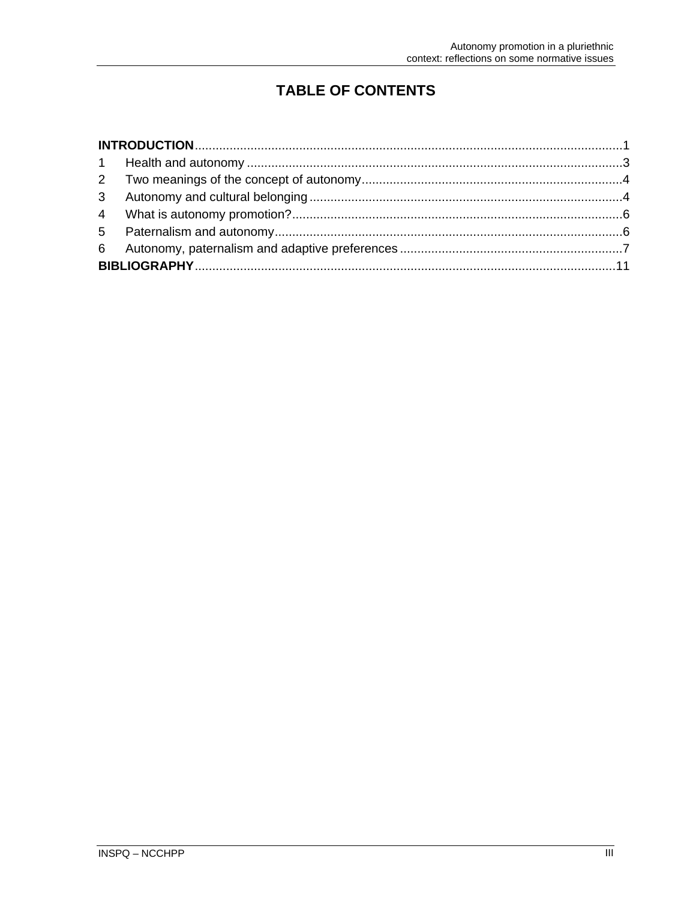# TABLE OF CONTENTS

**INTRODUCTION**..........1

1 Health and autonomy..........3

2 Two meanings of the concept of autonomy..........4

3 Autonomy and cultural belonging..........4

4 What is autonomy promotion?..........6

5 Paternalism and autonomy..........6

6 Autonomy, paternalism and adaptive preferences..........7

**BIBLIOGRAPHY**..........11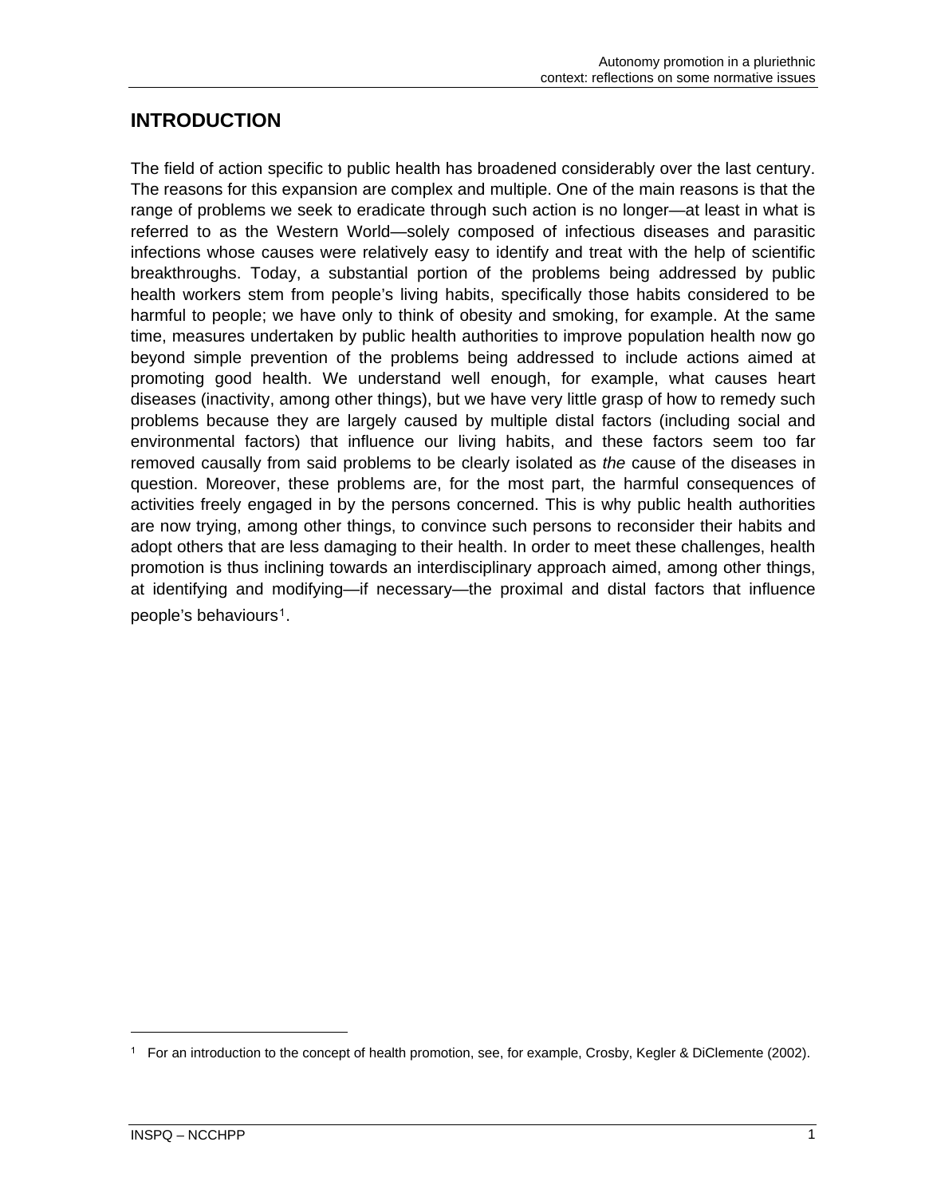# INTRODUCTION

The field of action specific to public health has broadened considerably over the last century. The reasons for this expansion are complex and multiple. One of the main reasons is that the range of problems we seek to eradicate through such action is no longer—at least in what is referred to as the Western World—solely composed of infectious diseases and parasitic infections whose causes were relatively easy to identify and treat with the help of scientific breakthroughs. Today, a substantial portion of the problems being addressed by public health workers stem from people's living habits, specifically those habits considered to be harmful to people; we have only to think of obesity and smoking, for example. At the same time, measures undertaken by public health authorities to improve population health now go beyond simple prevention of the problems being addressed to include actions aimed at promoting good health. We understand well enough, for example, what causes heart diseases (inactivity, among other things), but we have very little grasp of how to remedy such problems because they are largely caused by multiple distal factors (including social and environmental factors) that influence our living habits, and these factors seem too far removed causally from said problems to be clearly isolated as *the* cause of the diseases in question. Moreover, these problems are, for the most part, the harmful consequences of activities freely engaged in by the persons concerned. This is why public health authorities are now trying, among other things, to convince such persons to reconsider their habits and adopt others that are less damaging to their health. In order to meet these challenges, health promotion is thus inclining towards an interdisciplinary approach aimed, among other things, at identifying and modifying—if necessary—the proximal and distal factors that influence people's behaviours[1].

[1] For an introduction to the concept of health promotion, see, for example, Crosby, Kegler & DiClemente (2002).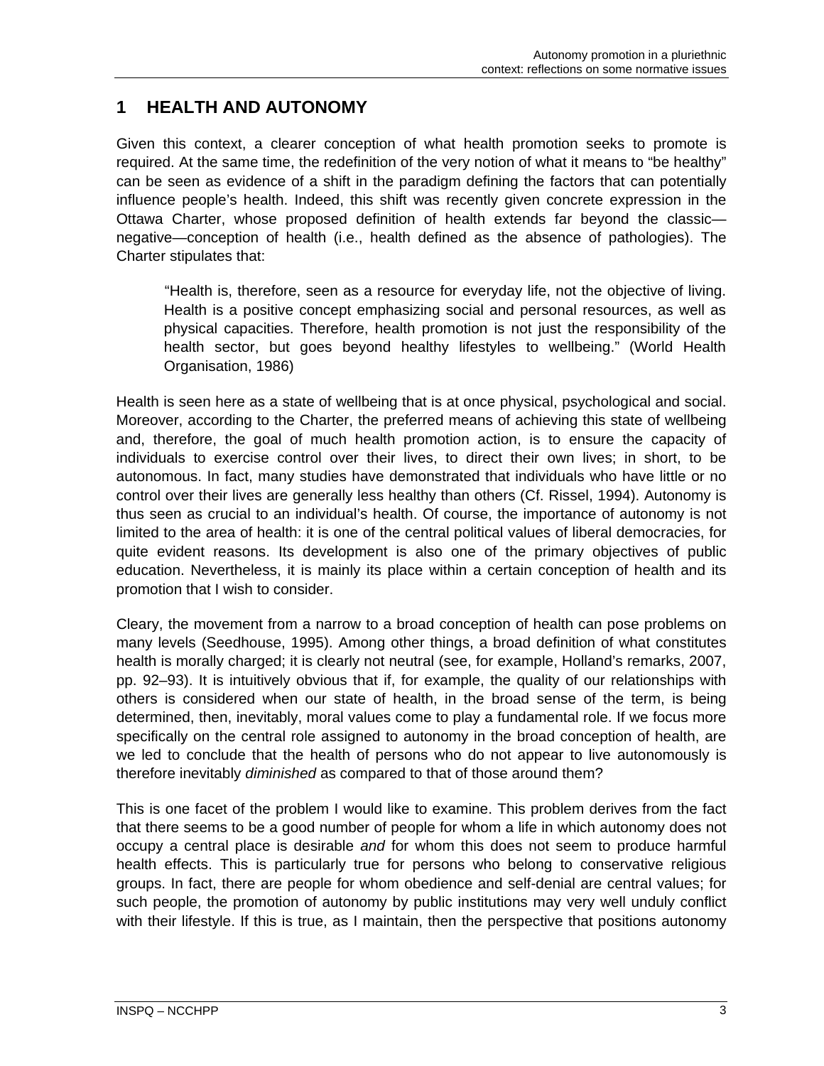# 1 HEALTH AND AUTONOMY

Given this context, a clearer conception of what health promotion seeks to promote is required. At the same time, the redefinition of the very notion of what it means to "be healthy" can be seen as evidence of a shift in the paradigm defining the factors that can potentially influence people's health. Indeed, this shift was recently given concrete expression in the Ottawa Charter, whose proposed definition of health extends far beyond the classic—negative—conception of health (i.e., health defined as the absence of pathologies). The Charter stipulates that:

> "Health is, therefore, seen as a resource for everyday life, not the objective of living. Health is a positive concept emphasizing social and personal resources, as well as physical capacities. Therefore, health promotion is not just the responsibility of the health sector, but goes beyond healthy lifestyles to wellbeing." (World Health Organisation, 1986)

Health is seen here as a state of wellbeing that is at once physical, psychological and social. Moreover, according to the Charter, the preferred means of achieving this state of wellbeing and, therefore, the goal of much health promotion action, is to ensure the capacity of individuals to exercise control over their lives, to direct their own lives; in short, to be autonomous. In fact, many studies have demonstrated that individuals who have little or no control over their lives are generally less healthy than others (Cf. Rissel, 1994). Autonomy is thus seen as crucial to an individual's health. Of course, the importance of autonomy is not limited to the area of health: it is one of the central political values of liberal democracies, for quite evident reasons. Its development is also one of the primary objectives of public education. Nevertheless, it is mainly its place within a certain conception of health and its promotion that I wish to consider.

Cleary, the movement from a narrow to a broad conception of health can pose problems on many levels (Seedhouse, 1995). Among other things, a broad definition of what constitutes health is morally charged; it is clearly not neutral (see, for example, Holland's remarks, 2007, pp. 92–93). It is intuitively obvious that if, for example, the quality of our relationships with others is considered when our state of health, in the broad sense of the term, is being determined, then, inevitably, moral values come to play a fundamental role. If we focus more specifically on the central role assigned to autonomy in the broad conception of health, are we led to conclude that the health of persons who do not appear to live autonomously is therefore inevitably *diminished* as compared to that of those around them?

This is one facet of the problem I would like to examine. This problem derives from the fact that there seems to be a good number of people for whom a life in which autonomy does not occupy a central place is desirable *and* for whom this does not seem to produce harmful health effects. This is particularly true for persons who belong to conservative religious groups. In fact, there are people for whom obedience and self-denial are central values; for such people, the promotion of autonomy by public institutions may very well unduly conflict with their lifestyle. If this is true, as I maintain, then the perspective that positions autonomy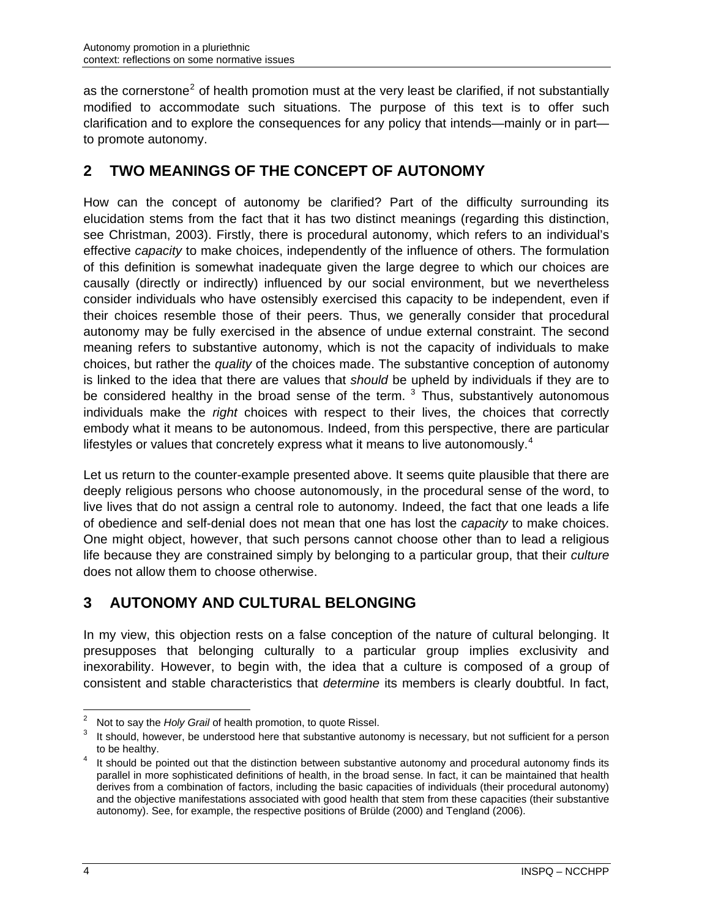as the cornerstone[2] of health promotion must at the very least be clarified, if not substantially modified to accommodate such situations. The purpose of this text is to offer such clarification and to explore the consequences for any policy that intends—mainly or in part—to promote autonomy.

## 2 TWO MEANINGS OF THE CONCEPT OF AUTONOMY

How can the concept of autonomy be clarified? Part of the difficulty surrounding its elucidation stems from the fact that it has two distinct meanings (regarding this distinction, see Christman, 2003). Firstly, there is procedural autonomy, which refers to an individual's effective *capacity* to make choices, independently of the influence of others. The formulation of this definition is somewhat inadequate given the large degree to which our choices are causally (directly or indirectly) influenced by our social environment, but we nevertheless consider individuals who have ostensibly exercised this capacity to be independent, even if their choices resemble those of their peers. Thus, we generally consider that procedural autonomy may be fully exercised in the absence of undue external constraint. The second meaning refers to substantive autonomy, which is not the capacity of individuals to make choices, but rather the *quality* of the choices made. The substantive conception of autonomy is linked to the idea that there are values that *should* be upheld by individuals if they are to be considered healthy in the broad sense of the term. [3] Thus, substantively autonomous individuals make the *right* choices with respect to their lives, the choices that correctly embody what it means to be autonomous. Indeed, from this perspective, there are particular lifestyles or values that concretely express what it means to live autonomously.[4]

Let us return to the counter-example presented above. It seems quite plausible that there are deeply religious persons who choose autonomously, in the procedural sense of the word, to live lives that do not assign a central role to autonomy. Indeed, the fact that one leads a life of obedience and self-denial does not mean that one has lost the *capacity* to make choices. One might object, however, that such persons cannot choose other than to lead a religious life because they are constrained simply by belonging to a particular group, that their *culture* does not allow them to choose otherwise.

## 3 AUTONOMY AND CULTURAL BELONGING

In my view, this objection rests on a false conception of the nature of cultural belonging. It presupposes that belonging culturally to a particular group implies exclusivity and inexorability. However, to begin with, the idea that a culture is composed of a group of consistent and stable characteristics that *determine* its members is clearly doubtful. In fact,

---

[2] Not to say the *Holy Grail* of health promotion, to quote Rissel.

[3] It should, however, be understood here that substantive autonomy is necessary, but not sufficient for a person to be healthy.

[4] It should be pointed out that the distinction between substantive autonomy and procedural autonomy finds its parallel in more sophisticated definitions of health, in the broad sense. In fact, it can be maintained that health derives from a combination of factors, including the basic capacities of individuals (their procedural autonomy) and the objective manifestations associated with good health that stem from these capacities (their substantive autonomy). See, for example, the respective positions of Brülde (2000) and Tengland (2006).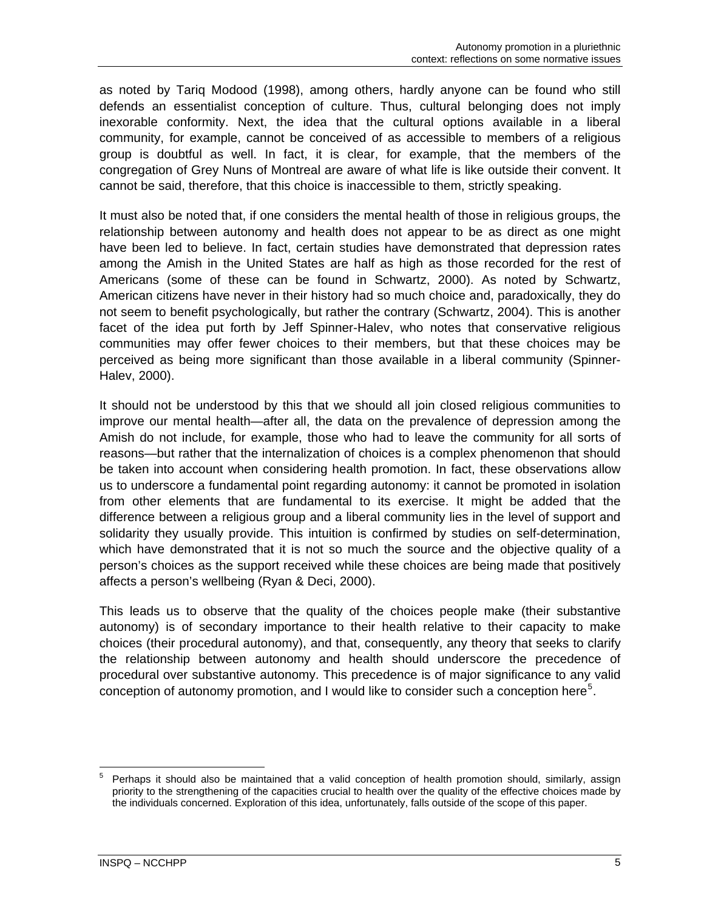as noted by Tariq Modood (1998), among others, hardly anyone can be found who still defends an essentialist conception of culture. Thus, cultural belonging does not imply inexorable conformity. Next, the idea that the cultural options available in a liberal community, for example, cannot be conceived of as accessible to members of a religious group is doubtful as well. In fact, it is clear, for example, that the members of the congregation of Grey Nuns of Montreal are aware of what life is like outside their convent. It cannot be said, therefore, that this choice is inaccessible to them, strictly speaking.

It must also be noted that, if one considers the mental health of those in religious groups, the relationship between autonomy and health does not appear to be as direct as one might have been led to believe. In fact, certain studies have demonstrated that depression rates among the Amish in the United States are half as high as those recorded for the rest of Americans (some of these can be found in Schwartz, 2000). As noted by Schwartz, American citizens have never in their history had so much choice and, paradoxically, they do not seem to benefit psychologically, but rather the contrary (Schwartz, 2004). This is another facet of the idea put forth by Jeff Spinner-Halev, who notes that conservative religious communities may offer fewer choices to their members, but that these choices may be perceived as being more significant than those available in a liberal community (Spinner-Halev, 2000).

It should not be understood by this that we should all join closed religious communities to improve our mental health—after all, the data on the prevalence of depression among the Amish do not include, for example, those who had to leave the community for all sorts of reasons—but rather that the internalization of choices is a complex phenomenon that should be taken into account when considering health promotion. In fact, these observations allow us to underscore a fundamental point regarding autonomy: it cannot be promoted in isolation from other elements that are fundamental to its exercise. It might be added that the difference between a religious group and a liberal community lies in the level of support and solidarity they usually provide. This intuition is confirmed by studies on self-determination, which have demonstrated that it is not so much the source and the objective quality of a person's choices as the support received while these choices are being made that positively affects a person's wellbeing (Ryan & Deci, 2000).

This leads us to observe that the quality of the choices people make (their substantive autonomy) is of secondary importance to their health relative to their capacity to make choices (their procedural autonomy), and that, consequently, any theory that seeks to clarify the relationship between autonomy and health should underscore the precedence of procedural over substantive autonomy. This precedence is of major significance to any valid conception of autonomy promotion, and I would like to consider such a conception here[5].

[5] Perhaps it should also be maintained that a valid conception of health promotion should, similarly, assign priority to the strengthening of the capacities crucial to health over the quality of the effective choices made by the individuals concerned. Exploration of this idea, unfortunately, falls outside of the scope of this paper.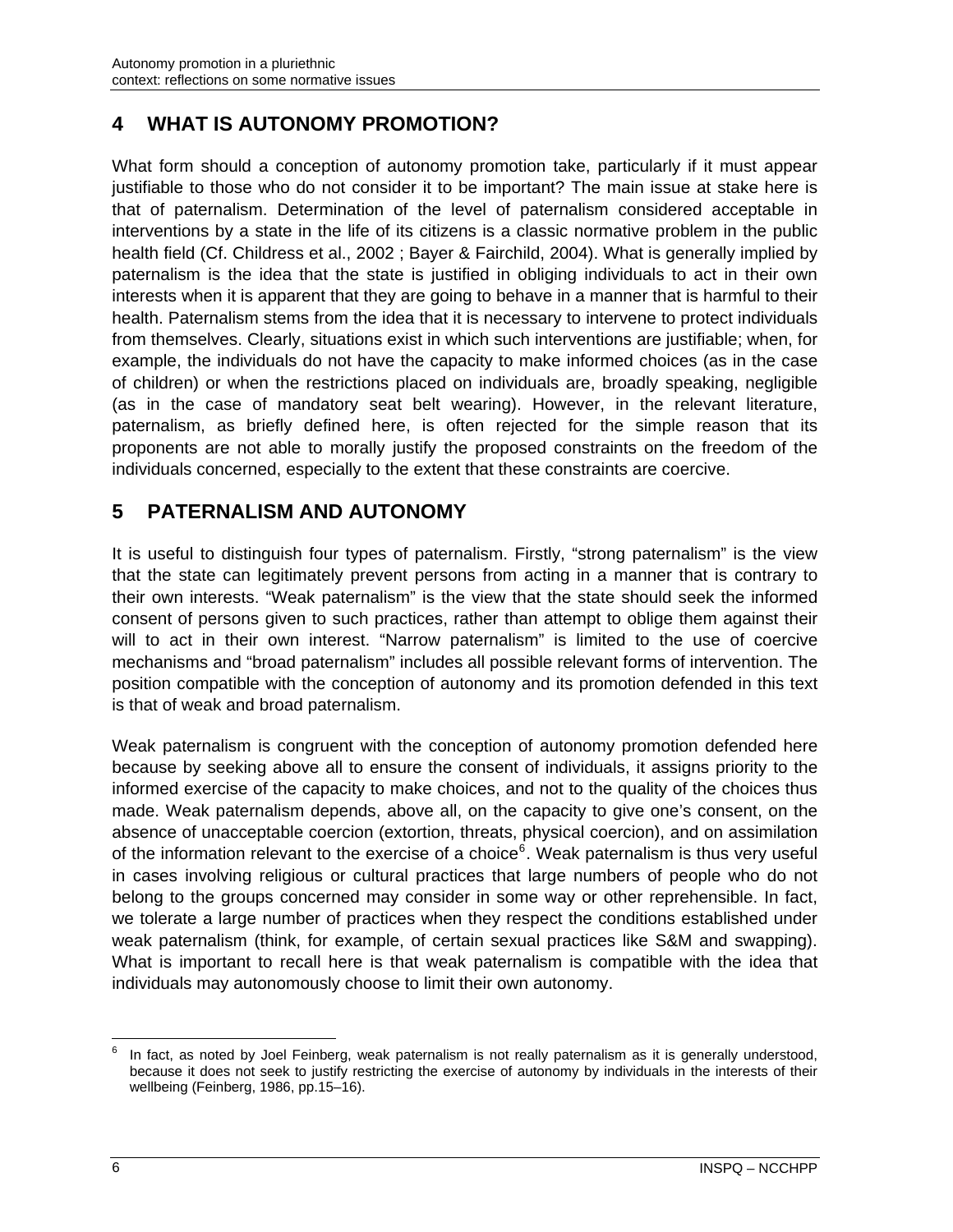## 4 WHAT IS AUTONOMY PROMOTION?

What form should a conception of autonomy promotion take, particularly if it must appear justifiable to those who do not consider it to be important? The main issue at stake here is that of paternalism. Determination of the level of paternalism considered acceptable in interventions by a state in the life of its citizens is a classic normative problem in the public health field (Cf. Childress et al., 2002 ; Bayer & Fairchild, 2004). What is generally implied by paternalism is the idea that the state is justified in obliging individuals to act in their own interests when it is apparent that they are going to behave in a manner that is harmful to their health. Paternalism stems from the idea that it is necessary to intervene to protect individuals from themselves. Clearly, situations exist in which such interventions are justifiable; when, for example, the individuals do not have the capacity to make informed choices (as in the case of children) or when the restrictions placed on individuals are, broadly speaking, negligible (as in the case of mandatory seat belt wearing). However, in the relevant literature, paternalism, as briefly defined here, is often rejected for the simple reason that its proponents are not able to morally justify the proposed constraints on the freedom of the individuals concerned, especially to the extent that these constraints are coercive.

## 5 PATERNALISM AND AUTONOMY

It is useful to distinguish four types of paternalism. Firstly, “strong paternalism” is the view that the state can legitimately prevent persons from acting in a manner that is contrary to their own interests. “Weak paternalism” is the view that the state should seek the informed consent of persons given to such practices, rather than attempt to oblige them against their will to act in their own interest. “Narrow paternalism” is limited to the use of coercive mechanisms and “broad paternalism” includes all possible relevant forms of intervention. The position compatible with the conception of autonomy and its promotion defended in this text is that of weak and broad paternalism.

Weak paternalism is congruent with the conception of autonomy promotion defended here because by seeking above all to ensure the consent of individuals, it assigns priority to the informed exercise of the capacity to make choices, and not to the quality of the choices thus made. Weak paternalism depends, above all, on the capacity to give one’s consent, on the absence of unacceptable coercion (extortion, threats, physical coercion), and on assimilation of the information relevant to the exercise of a choice[6]. Weak paternalism is thus very useful in cases involving religious or cultural practices that large numbers of people who do not belong to the groups concerned may consider in some way or other reprehensible. In fact, we tolerate a large number of practices when they respect the conditions established under weak paternalism (think, for example, of certain sexual practices like S&M and swapping). What is important to recall here is that weak paternalism is compatible with the idea that individuals may autonomously choose to limit their own autonomy.

[6] In fact, as noted by Joel Feinberg, weak paternalism is not really paternalism as it is generally understood, because it does not seek to justify restricting the exercise of autonomy by individuals in the interests of their wellbeing (Feinberg, 1986, pp.15–16).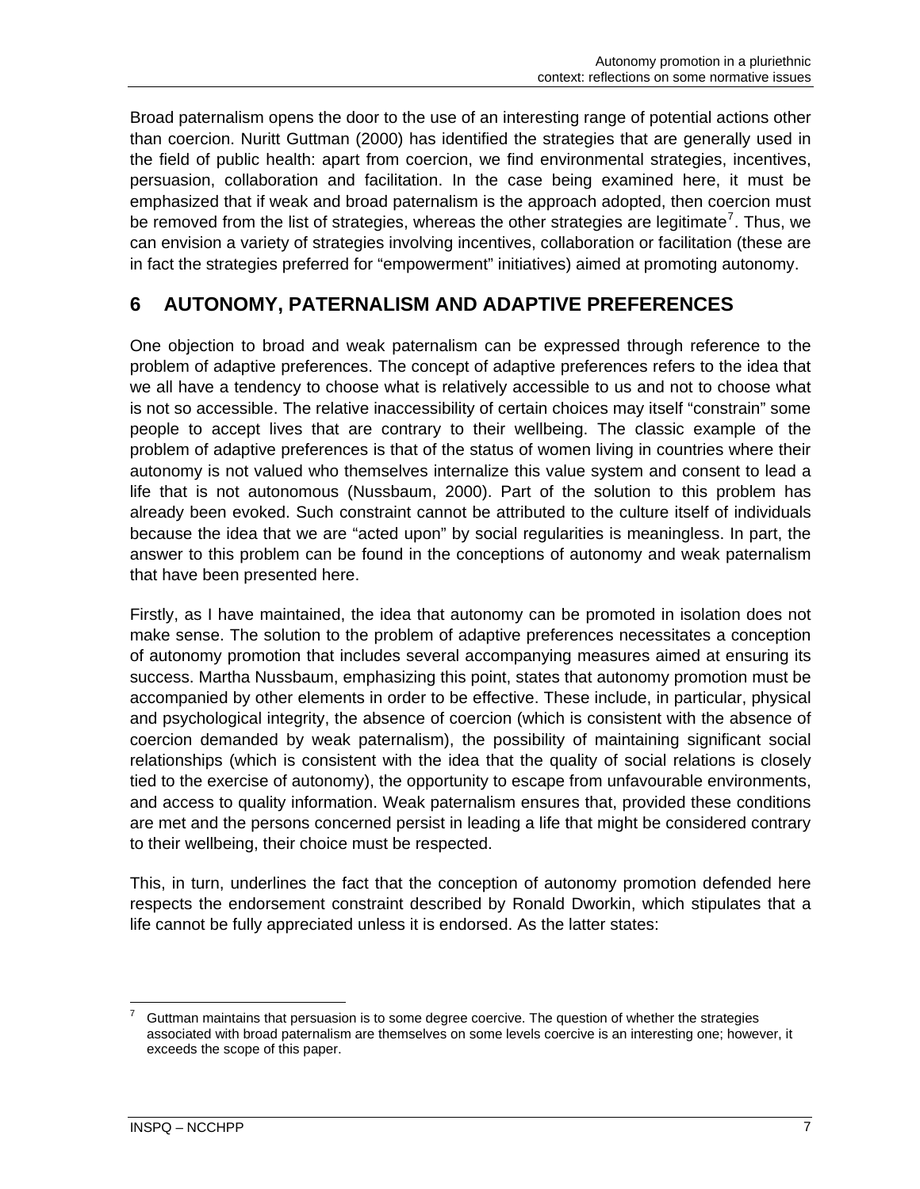Broad paternalism opens the door to the use of an interesting range of potential actions other than coercion. Nuritt Guttman (2000) has identified the strategies that are generally used in the field of public health: apart from coercion, we find environmental strategies, incentives, persuasion, collaboration and facilitation. In the case being examined here, it must be emphasized that if weak and broad paternalism is the approach adopted, then coercion must be removed from the list of strategies, whereas the other strategies are legitimate[7]. Thus, we can envision a variety of strategies involving incentives, collaboration or facilitation (these are in fact the strategies preferred for "empowerment" initiatives) aimed at promoting autonomy.

## 6 AUTONOMY, PATERNALISM AND ADAPTIVE PREFERENCES

One objection to broad and weak paternalism can be expressed through reference to the problem of adaptive preferences. The concept of adaptive preferences refers to the idea that we all have a tendency to choose what is relatively accessible to us and not to choose what is not so accessible. The relative inaccessibility of certain choices may itself "constrain" some people to accept lives that are contrary to their wellbeing. The classic example of the problem of adaptive preferences is that of the status of women living in countries where their autonomy is not valued who themselves internalize this value system and consent to lead a life that is not autonomous (Nussbaum, 2000). Part of the solution to this problem has already been evoked. Such constraint cannot be attributed to the culture itself of individuals because the idea that we are "acted upon" by social regularities is meaningless. In part, the answer to this problem can be found in the conceptions of autonomy and weak paternalism that have been presented here.

Firstly, as I have maintained, the idea that autonomy can be promoted in isolation does not make sense. The solution to the problem of adaptive preferences necessitates a conception of autonomy promotion that includes several accompanying measures aimed at ensuring its success. Martha Nussbaum, emphasizing this point, states that autonomy promotion must be accompanied by other elements in order to be effective. These include, in particular, physical and psychological integrity, the absence of coercion (which is consistent with the absence of coercion demanded by weak paternalism), the possibility of maintaining significant social relationships (which is consistent with the idea that the quality of social relations is closely tied to the exercise of autonomy), the opportunity to escape from unfavourable environments, and access to quality information. Weak paternalism ensures that, provided these conditions are met and the persons concerned persist in leading a life that might be considered contrary to their wellbeing, their choice must be respected.

This, in turn, underlines the fact that the conception of autonomy promotion defended here respects the endorsement constraint described by Ronald Dworkin, which stipulates that a life cannot be fully appreciated unless it is endorsed. As the latter states:

---

[7] Guttman maintains that persuasion is to some degree coercive. The question of whether the strategies associated with broad paternalism are themselves on some levels coercive is an interesting one; however, it exceeds the scope of this paper.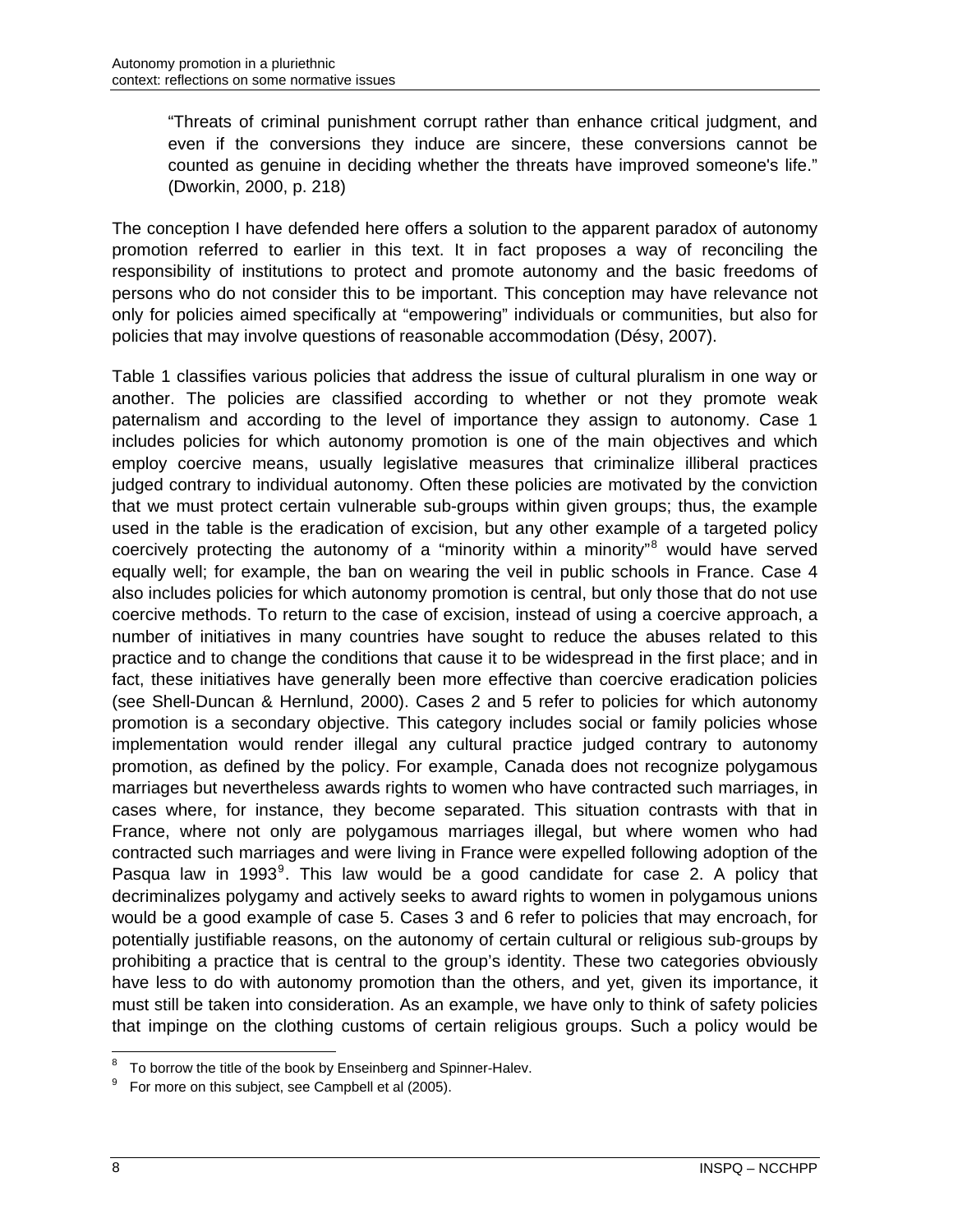> "Threats of criminal punishment corrupt rather than enhance critical judgment, and even if the conversions they induce are sincere, these conversions cannot be counted as genuine in deciding whether the threats have improved someone's life." (Dworkin, 2000, p. 218)

The conception I have defended here offers a solution to the apparent paradox of autonomy promotion referred to earlier in this text. It in fact proposes a way of reconciling the responsibility of institutions to protect and promote autonomy and the basic freedoms of persons who do not consider this to be important. This conception may have relevance not only for policies aimed specifically at "empowering" individuals or communities, but also for policies that may involve questions of reasonable accommodation (Désy, 2007).

Table 1 classifies various policies that address the issue of cultural pluralism in one way or another. The policies are classified according to whether or not they promote weak paternalism and according to the level of importance they assign to autonomy. Case 1 includes policies for which autonomy promotion is one of the main objectives and which employ coercive means, usually legislative measures that criminalize illiberal practices judged contrary to individual autonomy. Often these policies are motivated by the conviction that we must protect certain vulnerable sub-groups within given groups; thus, the example used in the table is the eradication of excision, but any other example of a targeted policy coercively protecting the autonomy of a "minority within a minority"[8] would have served equally well; for example, the ban on wearing the veil in public schools in France. Case 4 also includes policies for which autonomy promotion is central, but only those that do not use coercive methods. To return to the case of excision, instead of using a coercive approach, a number of initiatives in many countries have sought to reduce the abuses related to this practice and to change the conditions that cause it to be widespread in the first place; and in fact, these initiatives have generally been more effective than coercive eradication policies (see Shell-Duncan & Hernlund, 2000). Cases 2 and 5 refer to policies for which autonomy promotion is a secondary objective. This category includes social or family policies whose implementation would render illegal any cultural practice judged contrary to autonomy promotion, as defined by the policy. For example, Canada does not recognize polygamous marriages but nevertheless awards rights to women who have contracted such marriages, in cases where, for instance, they become separated. This situation contrasts with that in France, where not only are polygamous marriages illegal, but where women who had contracted such marriages and were living in France were expelled following adoption of the Pasqua law in 1993[9]. This law would be a good candidate for case 2. A policy that decriminalizes polygamy and actively seeks to award rights to women in polygamous unions would be a good example of case 5. Cases 3 and 6 refer to policies that may encroach, for potentially justifiable reasons, on the autonomy of certain cultural or religious sub-groups by prohibiting a practice that is central to the group's identity. These two categories obviously have less to do with autonomy promotion than the others, and yet, given its importance, it must still be taken into consideration. As an example, we have only to think of safety policies that impinge on the clothing customs of certain religious groups. Such a policy would be

[8] To borrow the title of the book by Enseinberg and Spinner-Halev.

[9] For more on this subject, see Campbell et al (2005).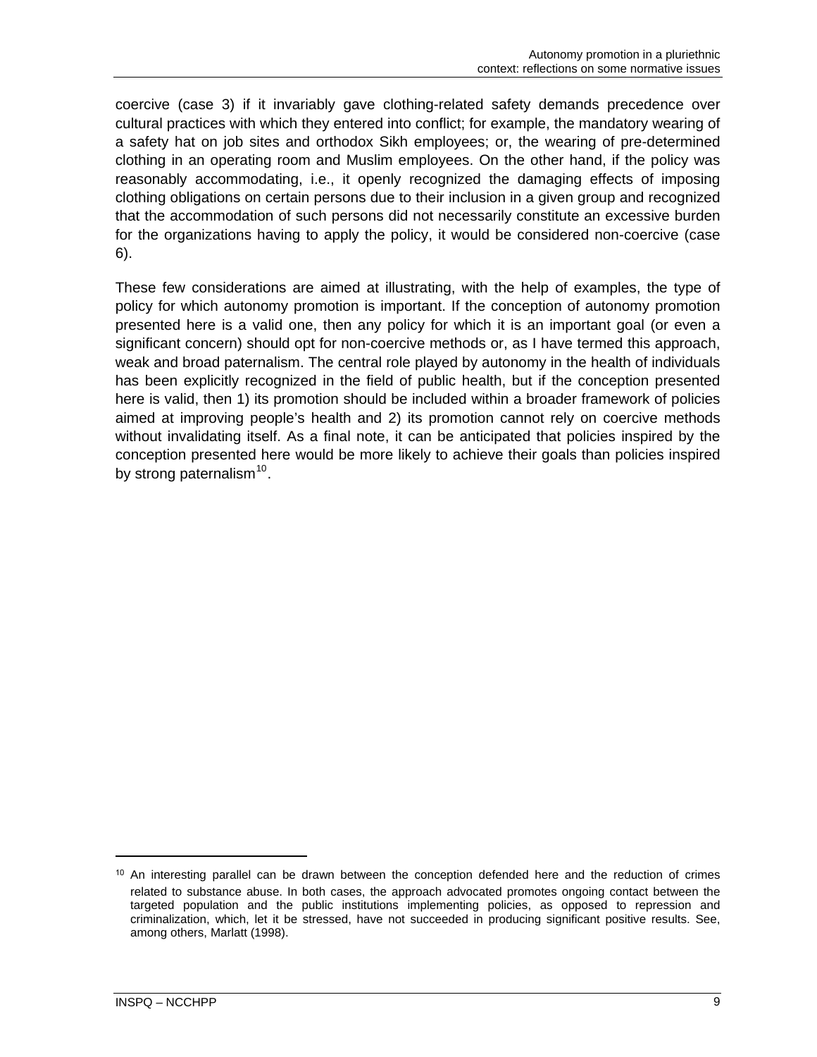coercive (case 3) if it invariably gave clothing-related safety demands precedence over cultural practices with which they entered into conflict; for example, the mandatory wearing of a safety hat on job sites and orthodox Sikh employees; or, the wearing of pre-determined clothing in an operating room and Muslim employees. On the other hand, if the policy was reasonably accommodating, i.e., it openly recognized the damaging effects of imposing clothing obligations on certain persons due to their inclusion in a given group and recognized that the accommodation of such persons did not necessarily constitute an excessive burden for the organizations having to apply the policy, it would be considered non-coercive (case 6).

These few considerations are aimed at illustrating, with the help of examples, the type of policy for which autonomy promotion is important. If the conception of autonomy promotion presented here is a valid one, then any policy for which it is an important goal (or even a significant concern) should opt for non-coercive methods or, as I have termed this approach, weak and broad paternalism. The central role played by autonomy in the health of individuals has been explicitly recognized in the field of public health, but if the conception presented here is valid, then 1) its promotion should be included within a broader framework of policies aimed at improving people's health and 2) its promotion cannot rely on coercive methods without invalidating itself. As a final note, it can be anticipated that policies inspired by the conception presented here would be more likely to achieve their goals than policies inspired by strong paternalism[10].

---

[10] An interesting parallel can be drawn between the conception defended here and the reduction of crimes related to substance abuse. In both cases, the approach advocated promotes ongoing contact between the targeted population and the public institutions implementing policies, as opposed to repression and criminalization, which, let it be stressed, have not succeeded in producing significant positive results. See, among others, Marlatt (1998).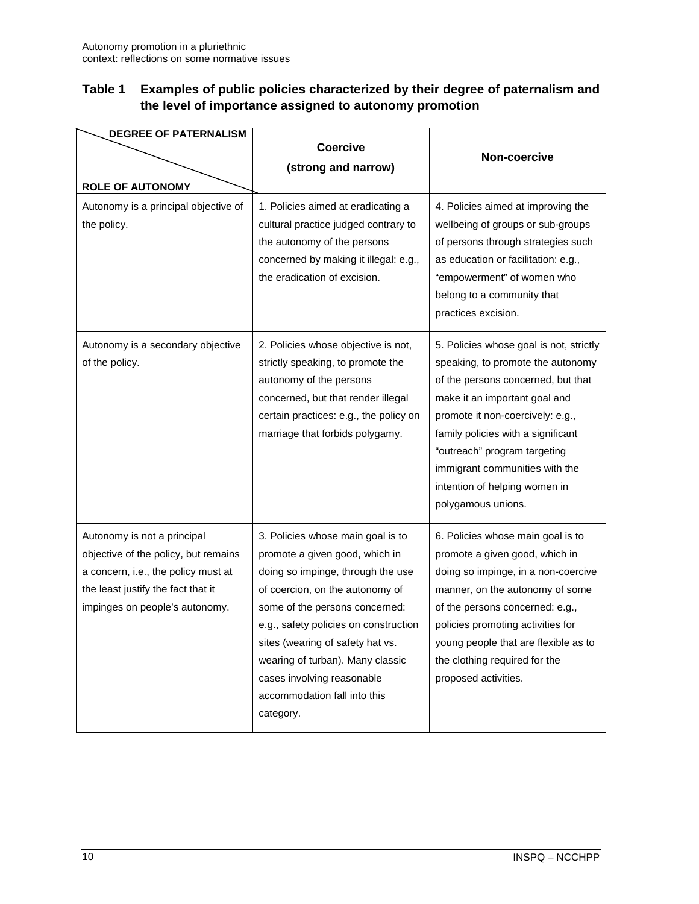**Table 1 Examples of public policies characterized by their degree of paternalism and the level of importance assigned to autonomy promotion**

| DEGREE OF PATERNALISM / ROLE OF AUTONOMY | Coercive (strong and narrow) | Non-coercive |
|---|---|---|
| Autonomy is a principal objective of the policy. | 1. Policies aimed at eradicating a cultural practice judged contrary to the autonomy of the persons concerned by making it illegal: e.g., the eradication of excision. | 4. Policies aimed at improving the wellbeing of groups or sub-groups of persons through strategies such as education or facilitation: e.g., "empowerment" of women who belong to a community that practices excision. |
| Autonomy is a secondary objective of the policy. | 2. Policies whose objective is not, strictly speaking, to promote the autonomy of the persons concerned, but that render illegal certain practices: e.g., the policy on marriage that forbids polygamy. | 5. Policies whose goal is not, strictly speaking, to promote the autonomy of the persons concerned, but that make it an important goal and promote it non-coercively: e.g., family policies with a significant "outreach" program targeting immigrant communities with the intention of helping women in polygamous unions. |
| Autonomy is not a principal objective of the policy, but remains a concern, i.e., the policy must at the least justify the fact that it impinges on people's autonomy. | 3. Policies whose main goal is to promote a given good, which in doing so impinge, through the use of coercion, on the autonomy of some of the persons concerned: e.g., safety policies on construction sites (wearing of safety hat vs. wearing of turban). Many classic cases involving reasonable accommodation fall into this category. | 6. Policies whose main goal is to promote a given good, which in doing so impinge, in a non-coercive manner, on the autonomy of some of the persons concerned: e.g., policies promoting activities for young people that are flexible as to the clothing required for the proposed activities. |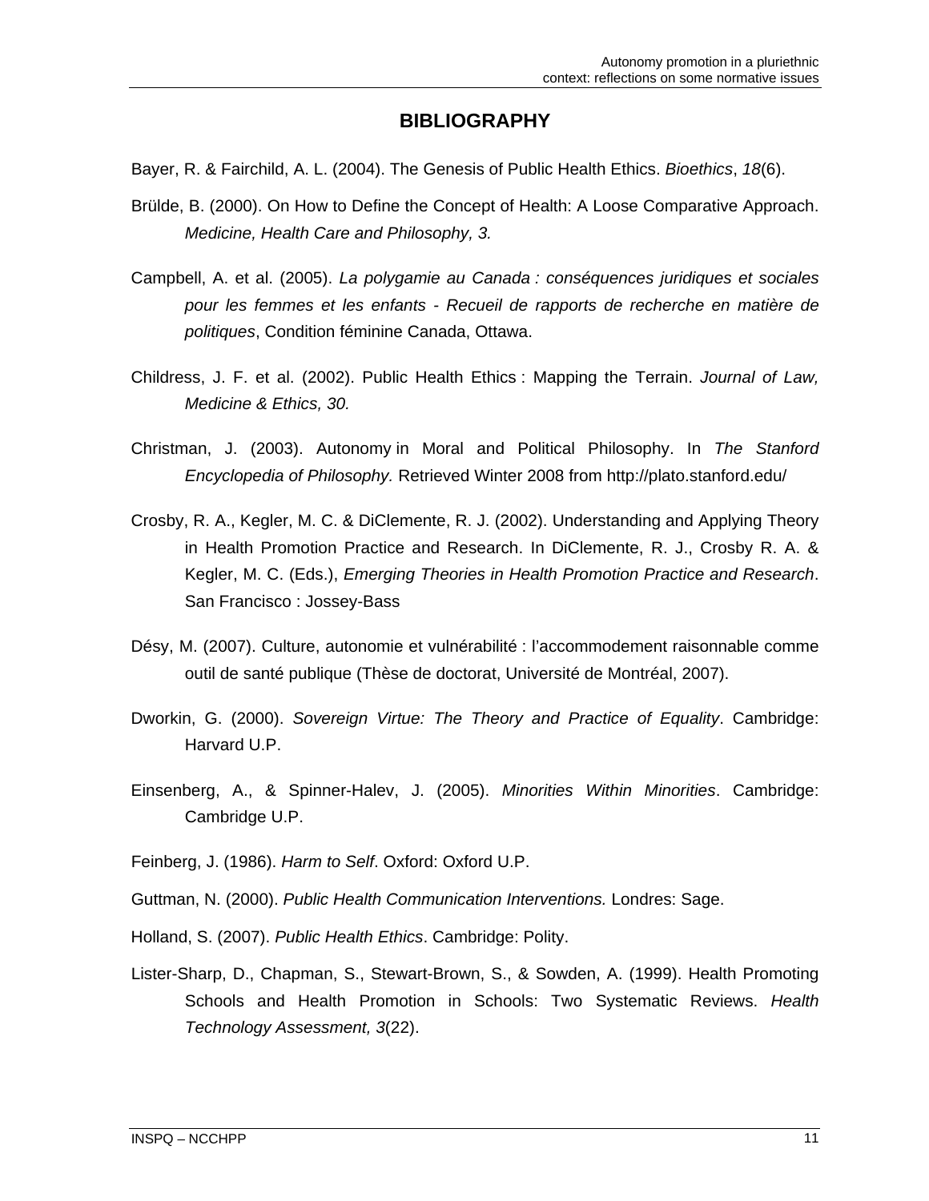# BIBLIOGRAPHY

Bayer, R. & Fairchild, A. L. (2004). The Genesis of Public Health Ethics. *Bioethics*, *18*(6).

Brülde, B. (2000). On How to Define the Concept of Health: A Loose Comparative Approach. *Medicine, Health Care and Philosophy, 3.*

Campbell, A. et al. (2005). *La polygamie au Canada : conséquences juridiques et sociales pour les femmes et les enfants - Recueil de rapports de recherche en matière de politiques*, Condition féminine Canada, Ottawa.

Childress, J. F. et al. (2002). Public Health Ethics : Mapping the Terrain. *Journal of Law, Medicine & Ethics, 30.*

Christman, J. (2003). Autonomy in Moral and Political Philosophy. In *The Stanford Encyclopedia of Philosophy.* Retrieved Winter 2008 from http://plato.stanford.edu/

Crosby, R. A., Kegler, M. C. & DiClemente, R. J. (2002). Understanding and Applying Theory in Health Promotion Practice and Research. In DiClemente, R. J., Crosby R. A. & Kegler, M. C. (Eds.), *Emerging Theories in Health Promotion Practice and Research*. San Francisco : Jossey-Bass

Désy, M. (2007). Culture, autonomie et vulnérabilité : l'accommodement raisonnable comme outil de santé publique (Thèse de doctorat, Université de Montréal, 2007).

Dworkin, G. (2000). *Sovereign Virtue: The Theory and Practice of Equality*. Cambridge: Harvard U.P.

Einsenberg, A., & Spinner-Halev, J. (2005). *Minorities Within Minorities*. Cambridge: Cambridge U.P.

Feinberg, J. (1986). *Harm to Self*. Oxford: Oxford U.P.

Guttman, N. (2000). *Public Health Communication Interventions.* Londres: Sage.

Holland, S. (2007). *Public Health Ethics*. Cambridge: Polity.

Lister-Sharp, D., Chapman, S., Stewart-Brown, S., & Sowden, A. (1999). Health Promoting Schools and Health Promotion in Schools: Two Systematic Reviews. *Health Technology Assessment, 3*(22).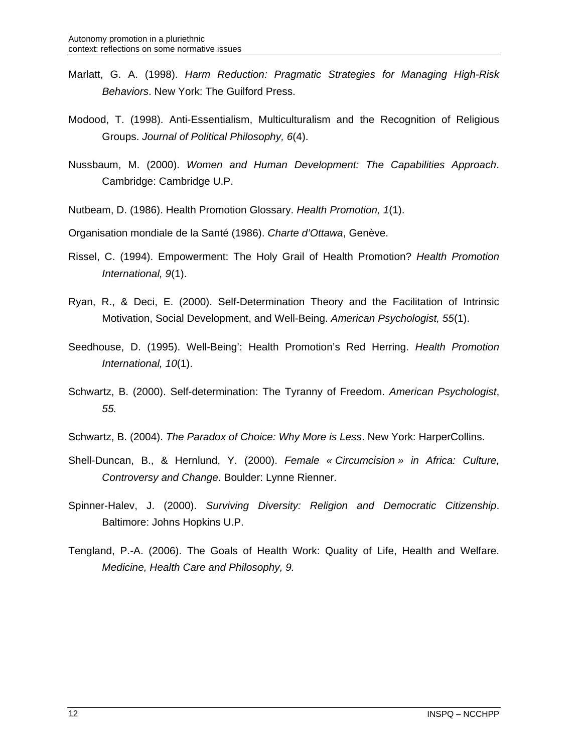Marlatt, G. A. (1998). *Harm Reduction: Pragmatic Strategies for Managing High-Risk Behaviors*. New York: The Guilford Press.

Modood, T. (1998). Anti-Essentialism, Multiculturalism and the Recognition of Religious Groups. *Journal of Political Philosophy, 6*(4).

Nussbaum, M. (2000). *Women and Human Development: The Capabilities Approach*. Cambridge: Cambridge U.P.

Nutbeam, D. (1986). Health Promotion Glossary. *Health Promotion, 1*(1).

Organisation mondiale de la Santé (1986). *Charte d'Ottawa*, Genève.

Rissel, C. (1994). Empowerment: The Holy Grail of Health Promotion? *Health Promotion International, 9*(1).

Ryan, R., & Deci, E. (2000). Self-Determination Theory and the Facilitation of Intrinsic Motivation, Social Development, and Well-Being. *American Psychologist, 55*(1).

Seedhouse, D. (1995). Well-Being': Health Promotion's Red Herring. *Health Promotion International, 10*(1).

Schwartz, B. (2000). Self-determination: The Tyranny of Freedom. *American Psychologist*, *55.*

Schwartz, B. (2004). *The Paradox of Choice: Why More is Less*. New York: HarperCollins.

Shell-Duncan, B., & Hernlund, Y. (2000). *Female « Circumcision » in Africa: Culture, Controversy and Change*. Boulder: Lynne Rienner.

Spinner-Halev, J. (2000). *Surviving Diversity: Religion and Democratic Citizenship*. Baltimore: Johns Hopkins U.P.

Tengland, P.-A. (2006). The Goals of Health Work: Quality of Life, Health and Welfare. *Medicine, Health Care and Philosophy, 9.*